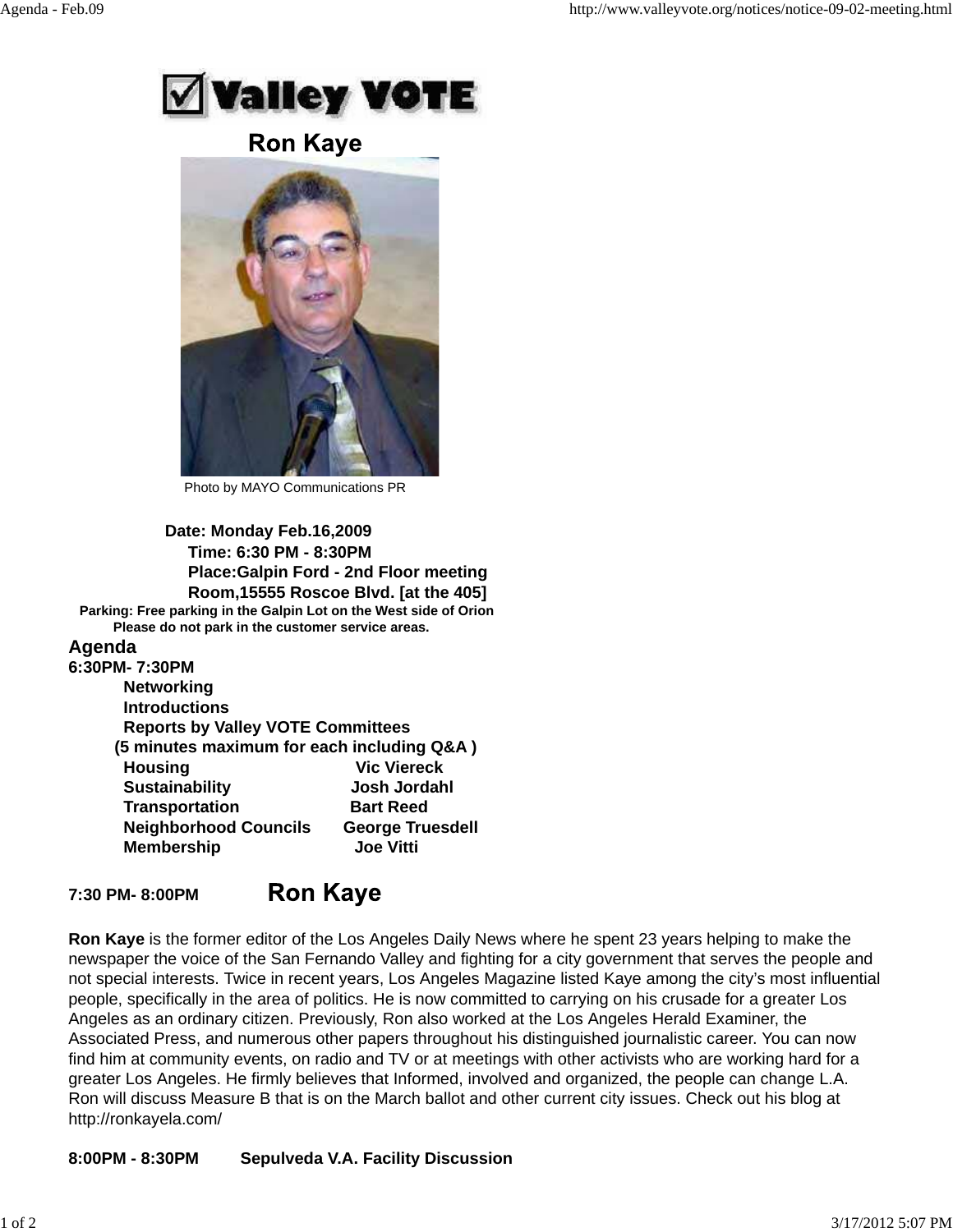# Valley VOTE

## Ron Kaye

Photo by MAYO Communications PR

**Date: Monday Feb.16,2009**
**Time: 6:30 PM - 8:30PM**
**Place:Galpin Ford - 2nd Floor meeting Room,15555 Roscoe Blvd. [at the 405]**

**Parking: Free parking in the Galpin Lot on the West side of Orion**
**Please do not park in the customer service areas.**

## Agenda

**6:30PM- 7:30PM**

**Networking**
**Introductions**
**Reports by Valley VOTE Committees**
**(5 minutes maximum for each including Q&A )**

| Committee | Name |
|---|---|
| **Housing** | **Vic Viereck** |
| **Sustainability** | **Josh Jordahl** |
| **Transportation** | **Bart Reed** |
| **Neighborhood Councils** | **George Truesdell** |
| **Membership** | **Joe Vitti** |

**7:30 PM- 8:00PM** **Ron Kaye**

**Ron Kaye** is the former editor of the Los Angeles Daily News where he spent 23 years helping to make the newspaper the voice of the San Fernando Valley and fighting for a city government that serves the people and not special interests. Twice in recent years, Los Angeles Magazine listed Kaye among the city's most influential people, specifically in the area of politics. He is now committed to carrying on his crusade for a greater Los Angeles as an ordinary citizen. Previously, Ron also worked at the Los Angeles Herald Examiner, the Associated Press, and numerous other papers throughout his distinguished journalistic career. You can now find him at community events, on radio and TV or at meetings with other activists who are working hard for a greater Los Angeles. He firmly believes that Informed, involved and organized, the people can change L.A. Ron will discuss Measure B that is on the March ballot and other current city issues. Check out his blog at http://ronkayela.com/

**8:00PM - 8:30PM** **Sepulveda V.A. Facility Discussion**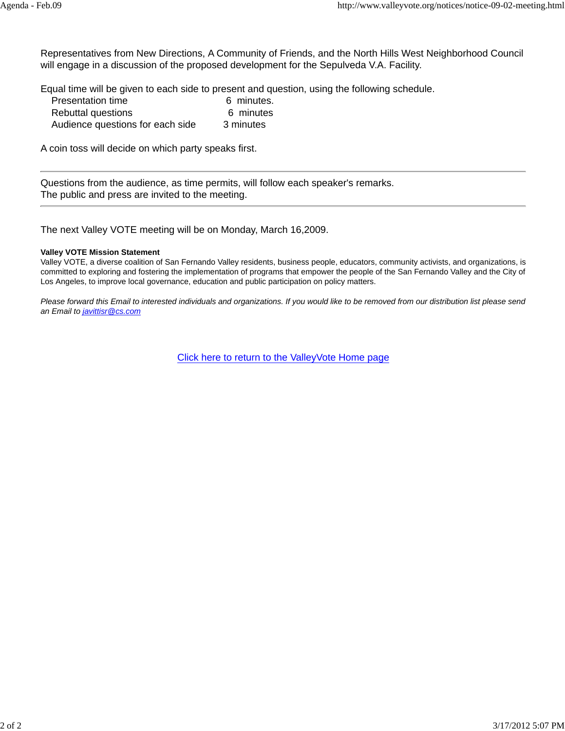Representatives from New Directions, A Community of Friends, and the North Hills West Neighborhood Council will engage in a discussion of the proposed development for the Sepulveda V.A. Facility.

Equal time will be given to each side to present and question, using the following schedule.

| | |
|---|---|
| Presentation time | 6 minutes. |
| Rebuttal questions | 6 minutes |
| Audience questions for each side | 3 minutes |

A coin toss will decide on which party speaks first.

---

Questions from the audience, as time permits, will follow each speaker's remarks.
The public and press are invited to the meeting.

---

The next Valley VOTE meeting will be on Monday, March 16,2009.

**Valley VOTE Mission Statement**
Valley VOTE, a diverse coalition of San Fernando Valley residents, business people, educators, community activists, and organizations, is committed to exploring and fostering the implementation of programs that empower the people of the San Fernando Valley and the City of Los Angeles, to improve local governance, education and public participation on policy matters.

*Please forward this Email to interested individuals and organizations. If you would like to be removed from our distribution list please send an Email to javittisr@cs.com*

Click here to return to the ValleyVote Home page